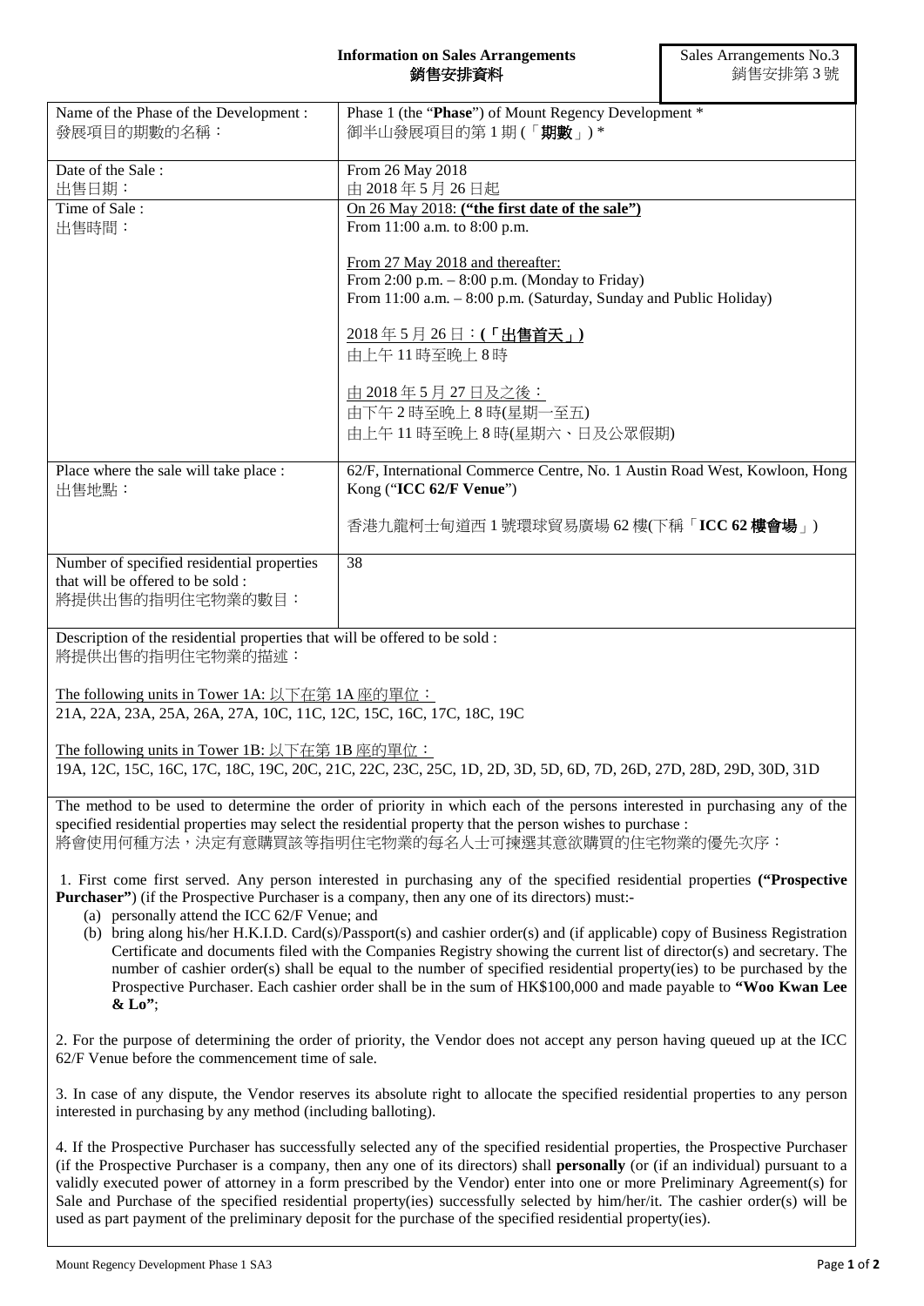# Information on Sales Arrangements
# 銷售安排資料

Sales Arrangements No.3
銷售安排第 3 號

| Name of the Phase of the Development :<br>發展項目的期數的名稱： | Phase 1 (the "**Phase**") of Mount Regency Development *<br>御半山發展項目的第 1 期 (「**期數**」) * |
|---|---|
| Date of the Sale :<br>出售日期： | From 26 May 2018<br>由 2018 年 5 月 26 日起 |
| Time of Sale :<br>出售時間： | On 26 May 2018: **("the first date of the sale")**<br>From 11:00 a.m. to 8:00 p.m.<br><br>From 27 May 2018 and thereafter:<br>From 2:00 p.m. – 8:00 p.m. (Monday to Friday)<br>From 11:00 a.m. – 8:00 p.m. (Saturday, Sunday and Public Holiday)<br><br>2018 年 5 月 26 日：**(「出售首天」)**<br>由上午 11 時至晚上 8 時<br><br>由 2018 年 5 月 27 日及之後：<br>由下午 2 時至晚上 8 時(星期一至五)<br>由上午 11 時至晚上 8 時(星期六、日及公眾假期) |
| Place where the sale will take place :<br>出售地點： | 62/F, International Commerce Centre, No. 1 Austin Road West, Kowloon, Hong Kong ("**ICC 62/F Venue**")<br><br>香港九龍柯士甸道西 1 號環球貿易廣場 62 樓(下稱「**ICC 62 樓會場**」) |
| Number of specified residential properties that will be offered to be sold :<br>將提供出售的指明住宅物業的數目： | 38 |

Description of the residential properties that will be offered to be sold :
將提供出售的指明住宅物業的描述：

The following units in Tower 1A: 以下在第 1A 座的單位：
21A, 22A, 23A, 25A, 26A, 27A, 10C, 11C, 12C, 15C, 16C, 17C, 18C, 19C

The following units in Tower 1B: 以下在第 1B 座的單位：
19A, 12C, 15C, 16C, 17C, 18C, 19C, 20C, 21C, 22C, 23C, 25C, 1D, 2D, 3D, 5D, 6D, 7D, 26D, 27D, 28D, 29D, 30D, 31D

The method to be used to determine the order of priority in which each of the persons interested in purchasing any of the specified residential properties may select the residential property that the person wishes to purchase :
將會使用何種方法，決定有意購買該等指明住宅物業的每名人士可揀選其意欲購買的住宅物業的優先次序：

1. First come first served. Any person interested in purchasing any of the specified residential properties **("Prospective Purchaser")** (if the Prospective Purchaser is a company, then any one of its directors) must:-
   (a) personally attend the ICC 62/F Venue; and
   (b) bring along his/her H.K.I.D. Card(s)/Passport(s) and cashier order(s) and (if applicable) copy of Business Registration Certificate and documents filed with the Companies Registry showing the current list of director(s) and secretary. The number of cashier order(s) shall be equal to the number of specified residential property(ies) to be purchased by the Prospective Purchaser. Each cashier order shall be in the sum of HK$100,000 and made payable to **"Woo Kwan Lee & Lo"**;

2. For the purpose of determining the order of priority, the Vendor does not accept any person having queued up at the ICC 62/F Venue before the commencement time of sale.

3. In case of any dispute, the Vendor reserves its absolute right to allocate the specified residential properties to any person interested in purchasing by any method (including balloting).

4. If the Prospective Purchaser has successfully selected any of the specified residential properties, the Prospective Purchaser (if the Prospective Purchaser is a company, then any one of its directors) shall **personally** (or (if an individual) pursuant to a validly executed power of attorney in a form prescribed by the Vendor) enter into one or more Preliminary Agreement(s) for Sale and Purchase of the specified residential property(ies) successfully selected by him/her/it. The cashier order(s) will be used as part payment of the preliminary deposit for the purchase of the specified residential property(ies).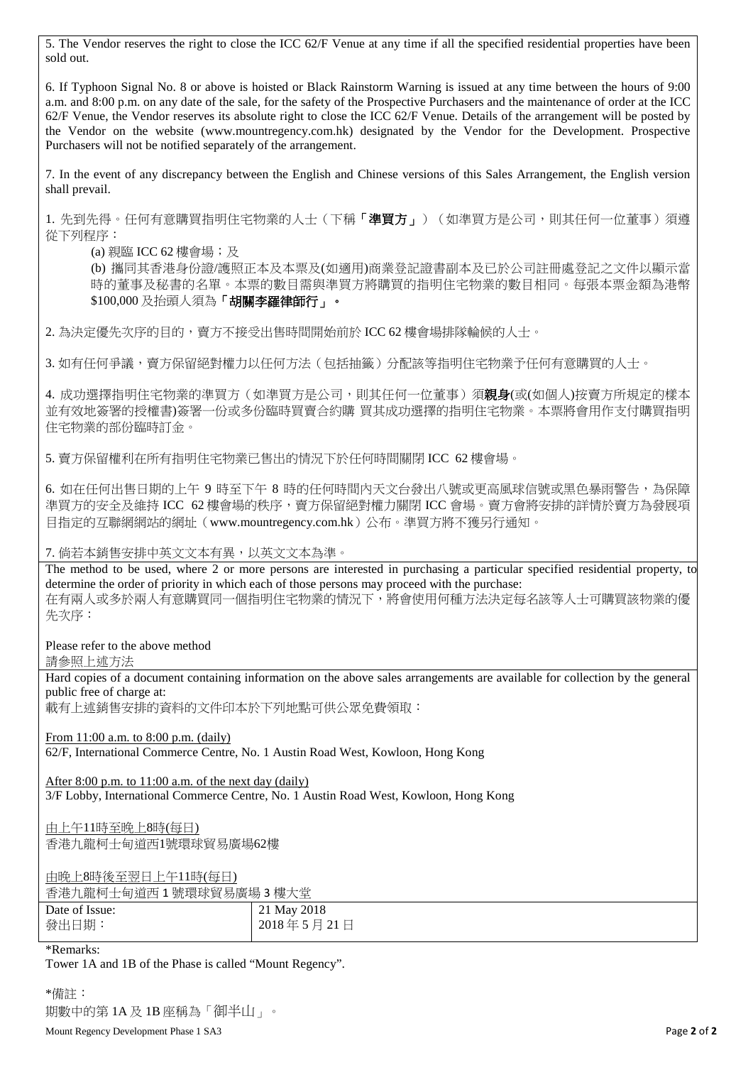5. The Vendor reserves the right to close the ICC 62/F Venue at any time if all the specified residential properties have been sold out.

6. If Typhoon Signal No. 8 or above is hoisted or Black Rainstorm Warning is issued at any time between the hours of 9:00 a.m. and 8:00 p.m. on any date of the sale, for the safety of the Prospective Purchasers and the maintenance of order at the ICC 62/F Venue, the Vendor reserves its absolute right to close the ICC 62/F Venue. Details of the arrangement will be posted by the Vendor on the website (www.mountregency.com.hk) designated by the Vendor for the Development. Prospective Purchasers will not be notified separately of the arrangement.

7. In the event of any discrepancy between the English and Chinese versions of this Sales Arrangement, the English version shall prevail.

1. 先到先得。任何有意購買指明住宅物業的人士（下稱**「準買方」**）（如準買方是公司，則其任何一位董事）須遵從下列程序：

(a) 親臨 ICC 62 樓會場；及

(b) 攜同其香港身份證/護照正本及本票及(如適用)商業登記證書副本及已於公司註冊處登記之文件以顯示當時的董事及秘書的名單。本票的數目需與準買方將購買的指明住宅物業的數目相同。每張本票金額為港幣$100,000 及抬頭人須為**「胡關李羅律師行」。**

2. 為決定優先次序的目的，賣方不接受出售時間開始前於 ICC 62 樓會場排隊輪候的人士。

3. 如有任何爭議，賣方保留絕對權力以任何方法（包括抽籤）分配該等指明住宅物業予任何有意購買的人士。

4. 成功選擇指明住宅物業的準買方（如準買方是公司，則其任何一位董事）須**親身**(或(如個人)按賣方所規定的樣本並有效地簽署的授權書)簽署一份或多份臨時買賣合約購 買其成功選擇的指明住宅物業。本票將會用作支付購買指明住宅物業的部份臨時訂金。

5. 賣方保留權利在所有指明住宅物業已售出的情況下於任何時間關閉 ICC 62 樓會場。

6. 如在任何出售日期的上午 9 時至下午 8 時的任何時間內天文台發出八號或更高風球信號或黑色暴雨警告，為保障準買方的安全及維持 ICC 62 樓會場的秩序，賣方保留絕對權力關閉 ICC 會場。賣方會將安排的詳情於賣方為發展項目指定的互聯網網站的網址（www.mountregency.com.hk）公布。準買方將不獲另行通知。

7. 倘若本銷售安排中英文文本有異，以英文文本為準。

The method to be used, where 2 or more persons are interested in purchasing a particular specified residential property, to determine the order of priority in which each of those persons may proceed with the purchase:
在有兩人或多於兩人有意購買同一個指明住宅物業的情況下，將會使用何種方法決定每名該等人士可購買該物業的優先次序：

Please refer to the above method
請參照上述方法

Hard copies of a document containing information on the above sales arrangements are available for collection by the general public free of charge at:
載有上述銷售安排的資料的文件印本於下列地點可供公眾免費領取：

From 11:00 a.m. to 8:00 p.m. (daily)
62/F, International Commerce Centre, No. 1 Austin Road West, Kowloon, Hong Kong

After 8:00 p.m. to 11:00 a.m. of the next day (daily)
3/F Lobby, International Commerce Centre, No. 1 Austin Road West, Kowloon, Hong Kong

由上午11時至晚上8時(每日)
香港九龍柯士甸道西1號環球貿易廣場62樓

由晚上8時後至翌日上午11時(每日)
香港九龍柯士甸道西 1 號環球貿易廣場 3 樓大堂

| | |
|---|---|
| Date of Issue:<br>發出日期： | 21 May 2018<br>2018 年 5 月 21 日 |

*Remarks:
Tower 1A and 1B of the Phase is called "Mount Regency".

*備註：
期數中的第 1A 及 1B 座稱為「御半山」。